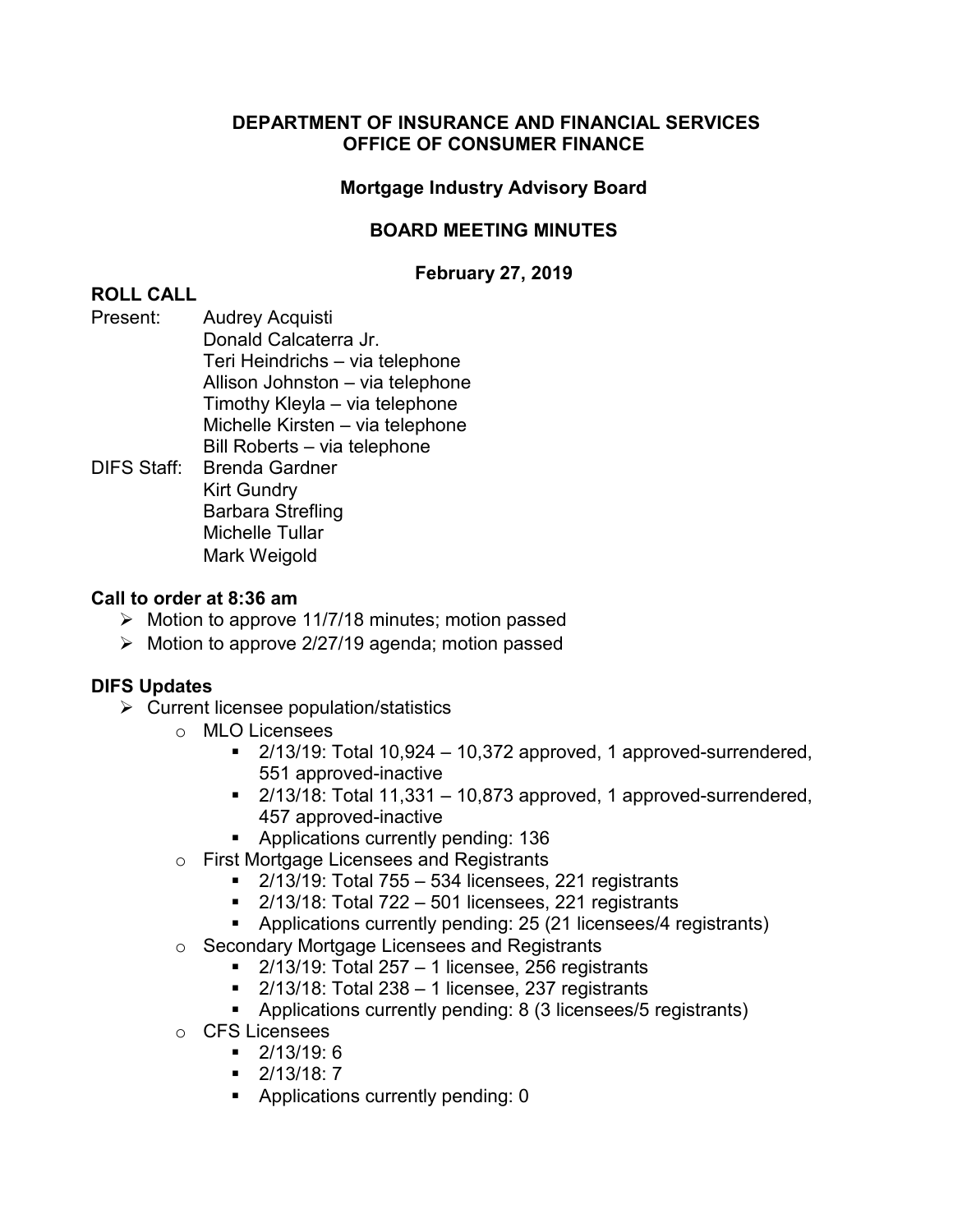# DEPARTMENT OF INSURANCE AND FINANCIAL SERVICES
# OFFICE OF CONSUMER FINANCE

## Mortgage Industry Advisory Board

## BOARD MEETING MINUTES

**February 27, 2019**

### ROLL CALL

Present:
- Audrey Acquisti
- Donald Calcaterra Jr.
- Teri Heindrichs – via telephone
- Allison Johnston – via telephone
- Timothy Kleyla – via telephone
- Michelle Kirsten – via telephone
- Bill Roberts – via telephone

DIFS Staff:
- Brenda Gardner
- Kirt Gundry
- Barbara Strefling
- Michelle Tullar
- Mark Weigold

### Call to order at 8:36 am

- Motion to approve 11/7/18 minutes; motion passed
- Motion to approve 2/27/19 agenda; motion passed

### DIFS Updates

- Current licensee population/statistics
  - MLO Licensees
    - 2/13/19: Total 10,924 – 10,372 approved, 1 approved-surrendered, 551 approved-inactive
    - 2/13/18: Total 11,331 – 10,873 approved, 1 approved-surrendered, 457 approved-inactive
    - Applications currently pending: 136
  - First Mortgage Licensees and Registrants
    - 2/13/19: Total 755 – 534 licensees, 221 registrants
    - 2/13/18: Total 722 – 501 licensees, 221 registrants
    - Applications currently pending: 25 (21 licensees/4 registrants)
  - Secondary Mortgage Licensees and Registrants
    - 2/13/19: Total 257 – 1 licensee, 256 registrants
    - 2/13/18: Total 238 – 1 licensee, 237 registrants
    - Applications currently pending: 8 (3 licensees/5 registrants)
  - CFS Licensees
    - 2/13/19: 6
    - 2/13/18: 7
    - Applications currently pending: 0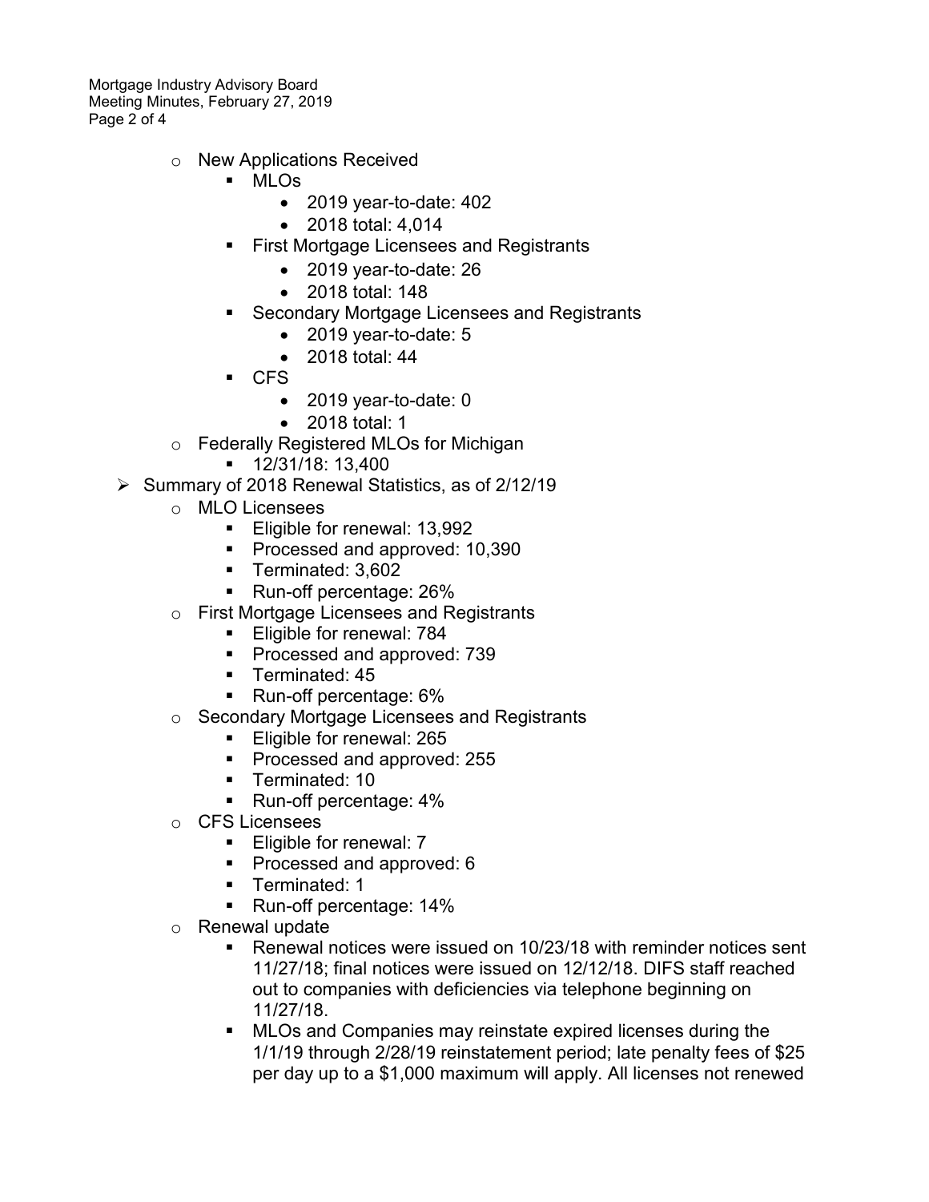- New Applications Received
  - MLOs
    - 2019 year-to-date: 402
    - 2018 total: 4,014
  - First Mortgage Licensees and Registrants
    - 2019 year-to-date: 26
    - 2018 total: 148
  - Secondary Mortgage Licensees and Registrants
    - 2019 year-to-date: 5
    - 2018 total: 44
  - CFS
    - 2019 year-to-date: 0
    - 2018 total: 1
- Federally Registered MLOs for Michigan
  - 12/31/18: 13,400

➢ Summary of 2018 Renewal Statistics, as of 2/12/19

- MLO Licensees
  - Eligible for renewal: 13,992
  - Processed and approved: 10,390
  - Terminated: 3,602
  - Run-off percentage: 26%
- First Mortgage Licensees and Registrants
  - Eligible for renewal: 784
  - Processed and approved: 739
  - Terminated: 45
  - Run-off percentage: 6%
- Secondary Mortgage Licensees and Registrants
  - Eligible for renewal: 265
  - Processed and approved: 255
  - Terminated: 10
  - Run-off percentage: 4%
- CFS Licensees
  - Eligible for renewal: 7
  - Processed and approved: 6
  - Terminated: 1
  - Run-off percentage: 14%
- Renewal update
  - Renewal notices were issued on 10/23/18 with reminder notices sent 11/27/18; final notices were issued on 12/12/18. DIFS staff reached out to companies with deficiencies via telephone beginning on 11/27/18.
  - MLOs and Companies may reinstate expired licenses during the 1/1/19 through 2/28/19 reinstatement period; late penalty fees of $25 per day up to a $1,000 maximum will apply. All licenses not renewed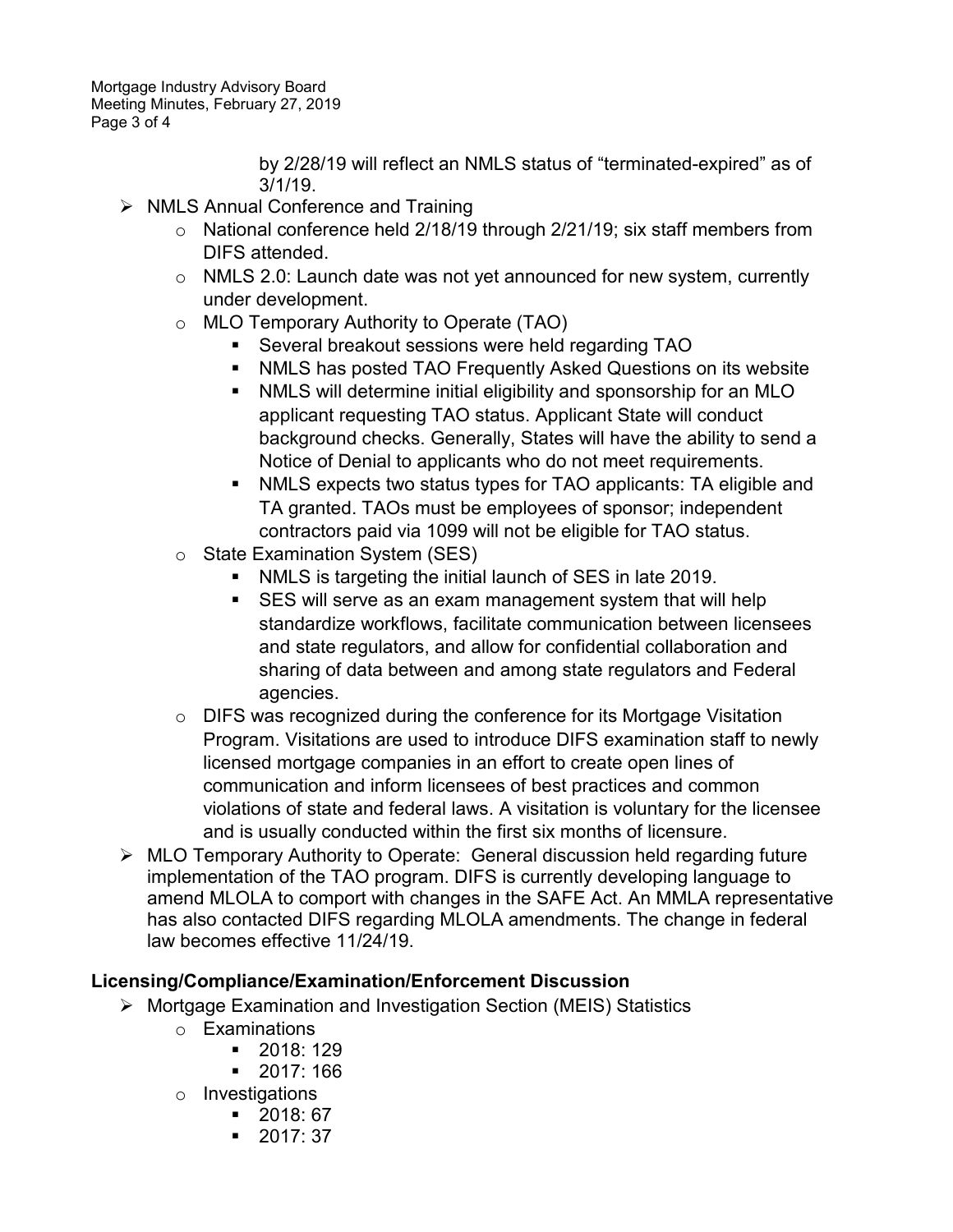by 2/28/19 will reflect an NMLS status of "terminated-expired" as of 3/1/19.

- NMLS Annual Conference and Training
  - National conference held 2/18/19 through 2/21/19; six staff members from DIFS attended.
  - NMLS 2.0: Launch date was not yet announced for new system, currently under development.
  - MLO Temporary Authority to Operate (TAO)
    - Several breakout sessions were held regarding TAO
    - NMLS has posted TAO Frequently Asked Questions on its website
    - NMLS will determine initial eligibility and sponsorship for an MLO applicant requesting TAO status. Applicant State will conduct background checks. Generally, States will have the ability to send a Notice of Denial to applicants who do not meet requirements.
    - NMLS expects two status types for TAO applicants: TA eligible and TA granted. TAOs must be employees of sponsor; independent contractors paid via 1099 will not be eligible for TAO status.
  - State Examination System (SES)
    - NMLS is targeting the initial launch of SES in late 2019.
    - SES will serve as an exam management system that will help standardize workflows, facilitate communication between licensees and state regulators, and allow for confidential collaboration and sharing of data between and among state regulators and Federal agencies.
  - DIFS was recognized during the conference for its Mortgage Visitation Program. Visitations are used to introduce DIFS examination staff to newly licensed mortgage companies in an effort to create open lines of communication and inform licensees of best practices and common violations of state and federal laws. A visitation is voluntary for the licensee and is usually conducted within the first six months of licensure.
- MLO Temporary Authority to Operate: General discussion held regarding future implementation of the TAO program. DIFS is currently developing language to amend MLOLA to comport with changes in the SAFE Act. An MMLA representative has also contacted DIFS regarding MLOLA amendments. The change in federal law becomes effective 11/24/19.

## Licensing/Compliance/Examination/Enforcement Discussion

- Mortgage Examination and Investigation Section (MEIS) Statistics
  - Examinations
    - 2018: 129
    - 2017: 166
  - Investigations
    - 2018: 67
    - 2017: 37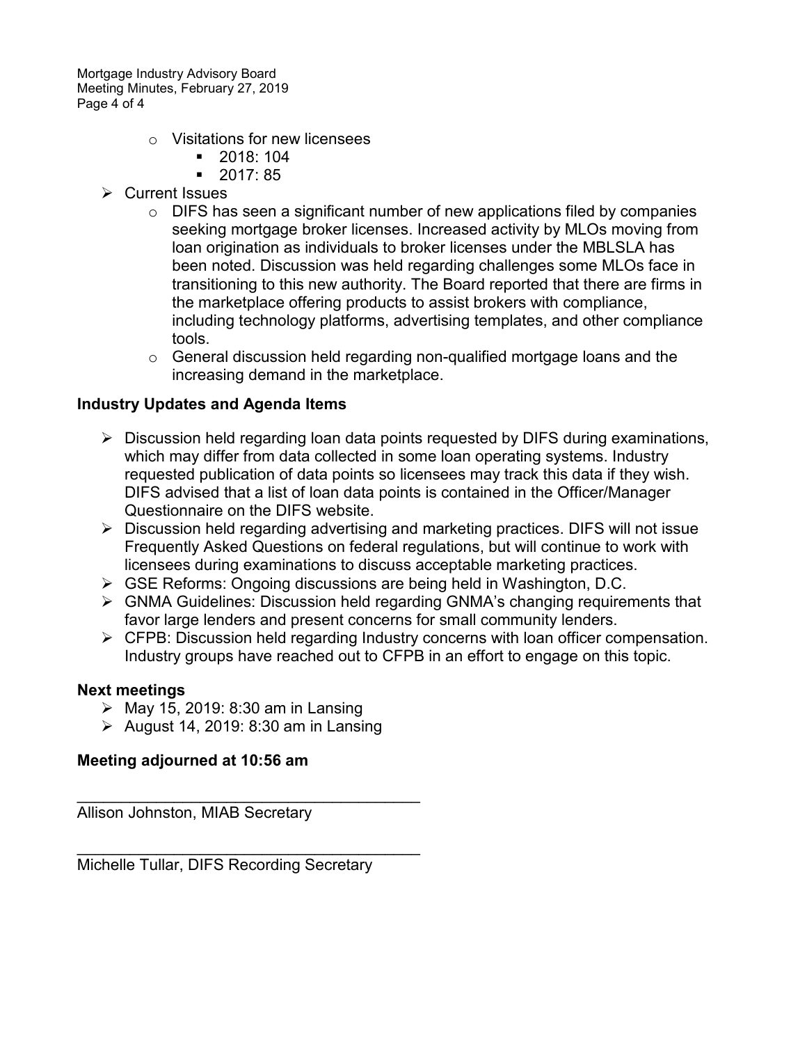- Visitations for new licensees
  - 2018: 104
  - 2017: 85
- Current Issues
  - DIFS has seen a significant number of new applications filed by companies seeking mortgage broker licenses. Increased activity by MLOs moving from loan origination as individuals to broker licenses under the MBLSLA has been noted. Discussion was held regarding challenges some MLOs face in transitioning to this new authority. The Board reported that there are firms in the marketplace offering products to assist brokers with compliance, including technology platforms, advertising templates, and other compliance tools.
  - General discussion held regarding non-qualified mortgage loans and the increasing demand in the marketplace.

**Industry Updates and Agenda Items**

- Discussion held regarding loan data points requested by DIFS during examinations, which may differ from data collected in some loan operating systems. Industry requested publication of data points so licensees may track this data if they wish. DIFS advised that a list of loan data points is contained in the Officer/Manager Questionnaire on the DIFS website.
- Discussion held regarding advertising and marketing practices. DIFS will not issue Frequently Asked Questions on federal regulations, but will continue to work with licensees during examinations to discuss acceptable marketing practices.
- GSE Reforms: Ongoing discussions are being held in Washington, D.C.
- GNMA Guidelines: Discussion held regarding GNMA's changing requirements that favor large lenders and present concerns for small community lenders.
- CFPB: Discussion held regarding Industry concerns with loan officer compensation. Industry groups have reached out to CFPB in an effort to engage on this topic.

**Next meetings**

- May 15, 2019: 8:30 am in Lansing
- August 14, 2019: 8:30 am in Lansing

**Meeting adjourned at 10:56 am**

\_\_\_\_\_\_\_\_\_\_\_\_\_\_\_\_\_\_\_\_\_\_\_\_\_\_\_\_\_\_\_\_\_\_\_\_\_\_\_\_

Allison Johnston, MIAB Secretary

\_\_\_\_\_\_\_\_\_\_\_\_\_\_\_\_\_\_\_\_\_\_\_\_\_\_\_\_\_\_\_\_\_\_\_\_\_\_\_\_

Michelle Tullar, DIFS Recording Secretary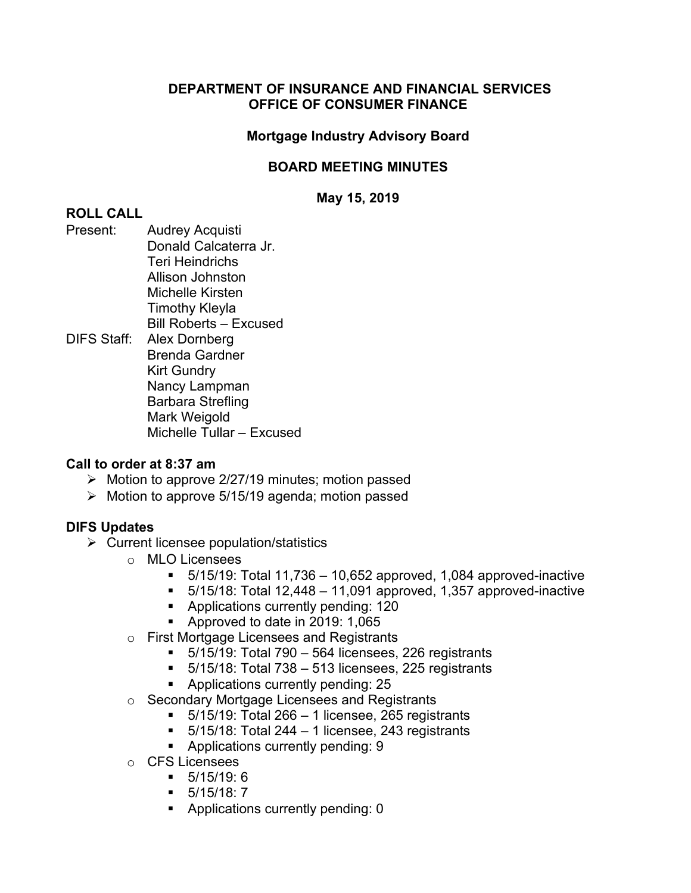**DEPARTMENT OF INSURANCE AND FINANCIAL SERVICES**
**OFFICE OF CONSUMER FINANCE**

**Mortgage Industry Advisory Board**

**BOARD MEETING MINUTES**

**May 15, 2019**

## ROLL CALL

Present:
- Audrey Acquisti
- Donald Calcaterra Jr.
- Teri Heindrichs
- Allison Johnston
- Michelle Kirsten
- Timothy Kleyla
- Bill Roberts – Excused

DIFS Staff:
- Alex Dornberg
- Brenda Gardner
- Kirt Gundry
- Nancy Lampman
- Barbara Strefling
- Mark Weigold
- Michelle Tullar – Excused

### Call to order at 8:37 am

- Motion to approve 2/27/19 minutes; motion passed
- Motion to approve 5/15/19 agenda; motion passed

### DIFS Updates

- Current licensee population/statistics
  - MLO Licensees
    - 5/15/19: Total 11,736 – 10,652 approved, 1,084 approved-inactive
    - 5/15/18: Total 12,448 – 11,091 approved, 1,357 approved-inactive
    - Applications currently pending: 120
    - Approved to date in 2019: 1,065
  - First Mortgage Licensees and Registrants
    - 5/15/19: Total 790 – 564 licensees, 226 registrants
    - 5/15/18: Total 738 – 513 licensees, 225 registrants
    - Applications currently pending: 25
  - Secondary Mortgage Licensees and Registrants
    - 5/15/19: Total 266 – 1 licensee, 265 registrants
    - 5/15/18: Total 244 – 1 licensee, 243 registrants
    - Applications currently pending: 9
  - CFS Licensees
    - 5/15/19: 6
    - 5/15/18: 7
    - Applications currently pending: 0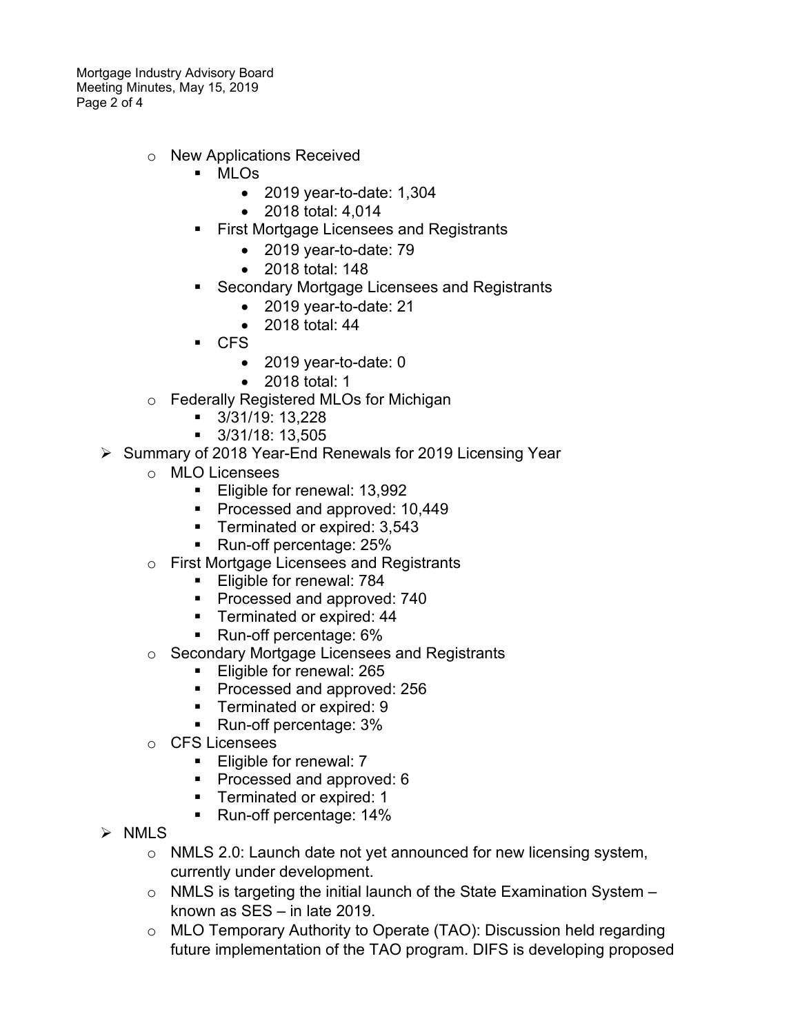- New Applications Received
  - MLOs
    - 2019 year-to-date: 1,304
    - 2018 total: 4,014
  - First Mortgage Licensees and Registrants
    - 2019 year-to-date: 79
    - 2018 total: 148
  - Secondary Mortgage Licensees and Registrants
    - 2019 year-to-date: 21
    - 2018 total: 44
  - CFS
    - 2019 year-to-date: 0
    - 2018 total: 1
- Federally Registered MLOs for Michigan
  - 3/31/19: 13,228
  - 3/31/18: 13,505

- Summary of 2018 Year-End Renewals for 2019 Licensing Year
  - MLO Licensees
    - Eligible for renewal: 13,992
    - Processed and approved: 10,449
    - Terminated or expired: 3,543
    - Run-off percentage: 25%
  - First Mortgage Licensees and Registrants
    - Eligible for renewal: 784
    - Processed and approved: 740
    - Terminated or expired: 44
    - Run-off percentage: 6%
  - Secondary Mortgage Licensees and Registrants
    - Eligible for renewal: 265
    - Processed and approved: 256
    - Terminated or expired: 9
    - Run-off percentage: 3%
  - CFS Licensees
    - Eligible for renewal: 7
    - Processed and approved: 6
    - Terminated or expired: 1
    - Run-off percentage: 14%
- NMLS
  - NMLS 2.0: Launch date not yet announced for new licensing system, currently under development.
  - NMLS is targeting the initial launch of the State Examination System – known as SES – in late 2019.
  - MLO Temporary Authority to Operate (TAO): Discussion held regarding future implementation of the TAO program. DIFS is developing proposed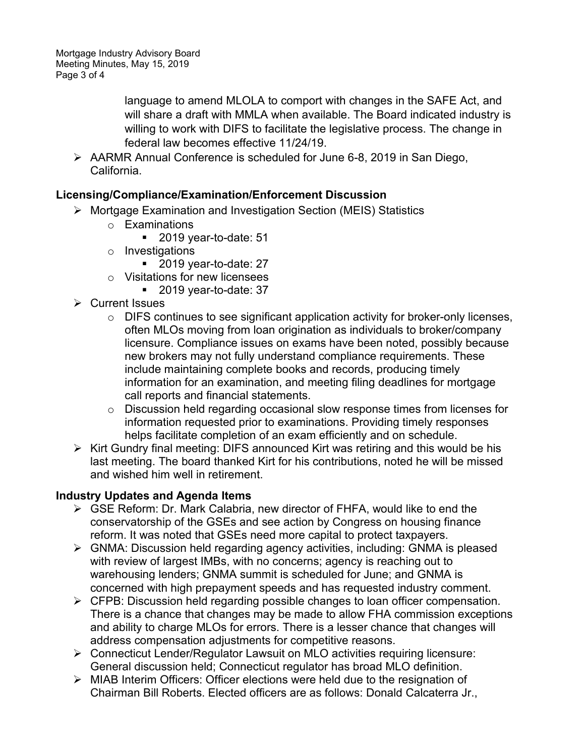language to amend MLOLA to comport with changes in the SAFE Act, and will share a draft with MMLA when available. The Board indicated industry is willing to work with DIFS to facilitate the legislative process. The change in federal law becomes effective 11/24/19.

- AARMR Annual Conference is scheduled for June 6-8, 2019 in San Diego, California.

## Licensing/Compliance/Examination/Enforcement Discussion

- Mortgage Examination and Investigation Section (MEIS) Statistics
  - Examinations
    - 2019 year-to-date: 51
  - Investigations
    - 2019 year-to-date: 27
  - Visitations for new licensees
    - 2019 year-to-date: 37
- Current Issues
  - DIFS continues to see significant application activity for broker-only licenses, often MLOs moving from loan origination as individuals to broker/company licensure. Compliance issues on exams have been noted, possibly because new brokers may not fully understand compliance requirements. These include maintaining complete books and records, producing timely information for an examination, and meeting filing deadlines for mortgage call reports and financial statements.
  - Discussion held regarding occasional slow response times from licenses for information requested prior to examinations. Providing timely responses helps facilitate completion of an exam efficiently and on schedule.
- Kirt Gundry final meeting: DIFS announced Kirt was retiring and this would be his last meeting. The board thanked Kirt for his contributions, noted he will be missed and wished him well in retirement.

## Industry Updates and Agenda Items

- GSE Reform: Dr. Mark Calabria, new director of FHFA, would like to end the conservatorship of the GSEs and see action by Congress on housing finance reform. It was noted that GSEs need more capital to protect taxpayers.
- GNMA: Discussion held regarding agency activities, including: GNMA is pleased with review of largest IMBs, with no concerns; agency is reaching out to warehousing lenders; GNMA summit is scheduled for June; and GNMA is concerned with high prepayment speeds and has requested industry comment.
- CFPB: Discussion held regarding possible changes to loan officer compensation. There is a chance that changes may be made to allow FHA commission exceptions and ability to charge MLOs for errors. There is a lesser chance that changes will address compensation adjustments for competitive reasons.
- Connecticut Lender/Regulator Lawsuit on MLO activities requiring licensure: General discussion held; Connecticut regulator has broad MLO definition.
- MIAB Interim Officers: Officer elections were held due to the resignation of Chairman Bill Roberts. Elected officers are as follows: Donald Calcaterra Jr.,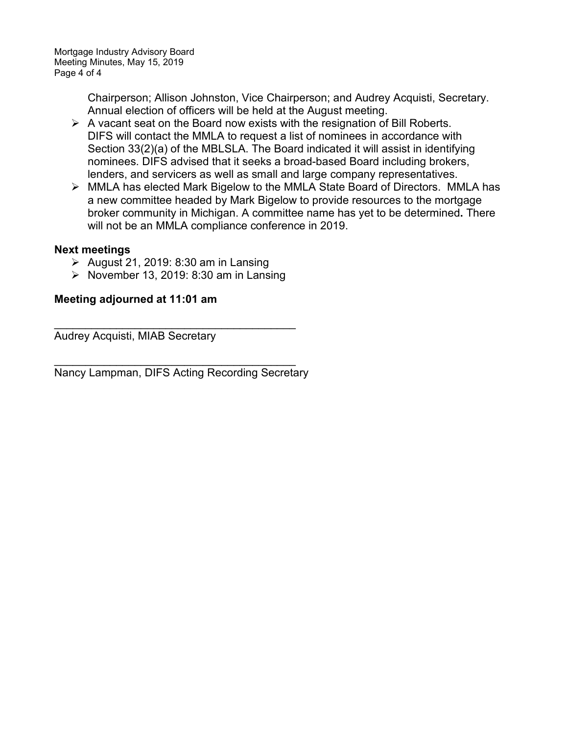Chairperson; Allison Johnston, Vice Chairperson; and Audrey Acquisti, Secretary. Annual election of officers will be held at the August meeting.

- A vacant seat on the Board now exists with the resignation of Bill Roberts. DIFS will contact the MMLA to request a list of nominees in accordance with Section 33(2)(a) of the MBLSLA. The Board indicated it will assist in identifying nominees. DIFS advised that it seeks a broad-based Board including brokers, lenders, and servicers as well as small and large company representatives.
- MMLA has elected Mark Bigelow to the MMLA State Board of Directors. MMLA has a new committee headed by Mark Bigelow to provide resources to the mortgage broker community in Michigan. A committee name has yet to be determined. There will not be an MMLA compliance conference in 2019.

**Next meetings**

- August 21, 2019: 8:30 am in Lansing
- November 13, 2019: 8:30 am in Lansing

**Meeting adjourned at 11:01 am**

\_\_\_\_\_\_\_\_\_\_\_\_\_\_\_\_\_\_\_\_\_\_\_\_\_\_\_\_\_\_\_\_\_\_\_\_\_\_\_\_

Audrey Acquisti, MIAB Secretary

\_\_\_\_\_\_\_\_\_\_\_\_\_\_\_\_\_\_\_\_\_\_\_\_\_\_\_\_\_\_\_\_\_\_\_\_\_\_\_\_

Nancy Lampman, DIFS Acting Recording Secretary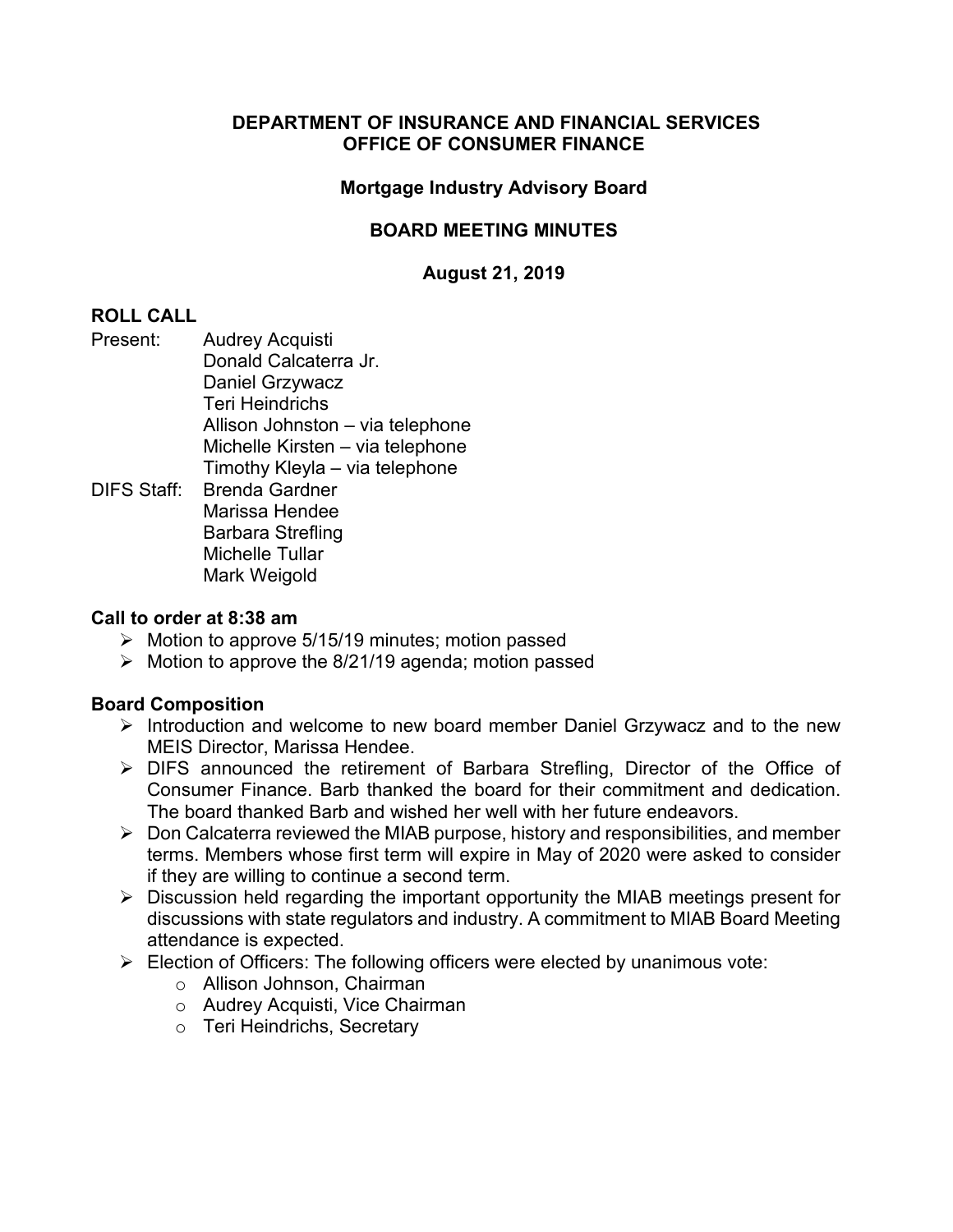**DEPARTMENT OF INSURANCE AND FINANCIAL SERVICES**
**OFFICE OF CONSUMER FINANCE**

**Mortgage Industry Advisory Board**

**BOARD MEETING MINUTES**

**August 21, 2019**

## ROLL CALL

Present: Audrey Acquisti
Donald Calcaterra Jr.
Daniel Grzywacz
Teri Heindrichs
Allison Johnston – via telephone
Michelle Kirsten – via telephone
Timothy Kleyla – via telephone

DIFS Staff: Brenda Gardner
Marissa Hendee
Barbara Strefling
Michelle Tullar
Mark Weigold

### Call to order at 8:38 am

- Motion to approve 5/15/19 minutes; motion passed
- Motion to approve the 8/21/19 agenda; motion passed

### Board Composition

- Introduction and welcome to new board member Daniel Grzywacz and to the new MEIS Director, Marissa Hendee.
- DIFS announced the retirement of Barbara Strefling, Director of the Office of Consumer Finance. Barb thanked the board for their commitment and dedication. The board thanked Barb and wished her well with her future endeavors.
- Don Calcaterra reviewed the MIAB purpose, history and responsibilities, and member terms. Members whose first term will expire in May of 2020 were asked to consider if they are willing to continue a second term.
- Discussion held regarding the important opportunity the MIAB meetings present for discussions with state regulators and industry. A commitment to MIAB Board Meeting attendance is expected.
- Election of Officers: The following officers were elected by unanimous vote:
  - Allison Johnson, Chairman
  - Audrey Acquisti, Vice Chairman
  - Teri Heindrichs, Secretary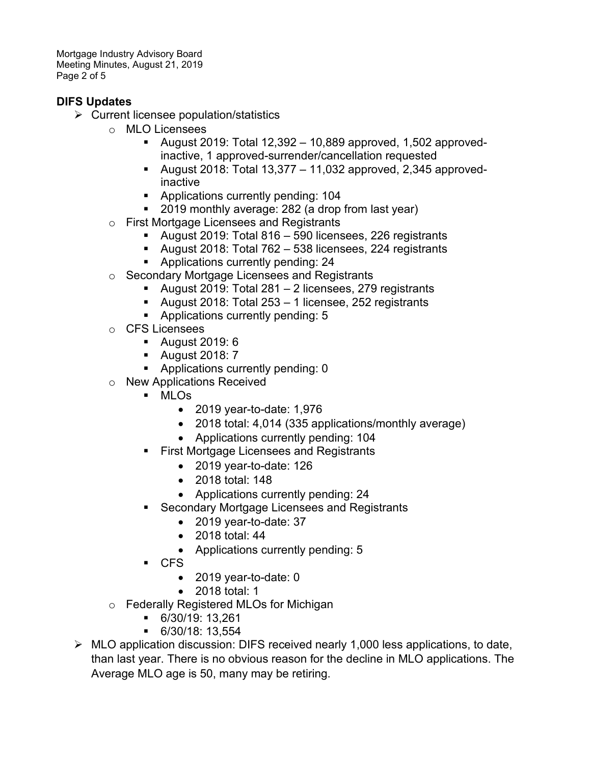## DIFS Updates

- Current licensee population/statistics
  - MLO Licensees
    - August 2019: Total 12,392 – 10,889 approved, 1,502 approved-inactive, 1 approved-surrender/cancellation requested
    - August 2018: Total 13,377 – 11,032 approved, 2,345 approved-inactive
    - Applications currently pending: 104
    - 2019 monthly average: 282 (a drop from last year)
  - First Mortgage Licensees and Registrants
    - August 2019: Total 816 – 590 licensees, 226 registrants
    - August 2018: Total 762 – 538 licensees, 224 registrants
    - Applications currently pending: 24
  - Secondary Mortgage Licensees and Registrants
    - August 2019: Total 281 – 2 licensees, 279 registrants
    - August 2018: Total 253 – 1 licensee, 252 registrants
    - Applications currently pending: 5
  - CFS Licensees
    - August 2019: 6
    - August 2018: 7
    - Applications currently pending: 0
  - New Applications Received
    - MLOs
      - 2019 year-to-date: 1,976
      - 2018 total: 4,014 (335 applications/monthly average)
      - Applications currently pending: 104
    - First Mortgage Licensees and Registrants
      - 2019 year-to-date: 126
      - 2018 total: 148
      - Applications currently pending: 24
    - Secondary Mortgage Licensees and Registrants
      - 2019 year-to-date: 37
      - 2018 total: 44
      - Applications currently pending: 5
    - CFS
      - 2019 year-to-date: 0
      - 2018 total: 1
  - Federally Registered MLOs for Michigan
    - 6/30/19: 13,261
    - 6/30/18: 13,554
- MLO application discussion: DIFS received nearly 1,000 less applications, to date, than last year. There is no obvious reason for the decline in MLO applications. The Average MLO age is 50, many may be retiring.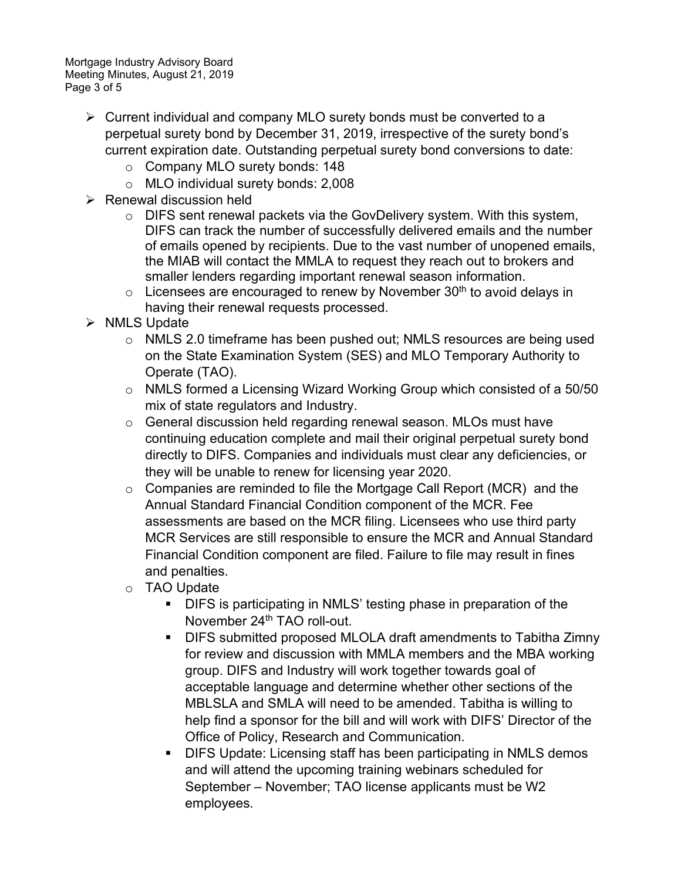- Current individual and company MLO surety bonds must be converted to a perpetual surety bond by December 31, 2019, irrespective of the surety bond's current expiration date. Outstanding perpetual surety bond conversions to date:
  - Company MLO surety bonds: 148
  - MLO individual surety bonds: 2,008
- Renewal discussion held
  - DIFS sent renewal packets via the GovDelivery system. With this system, DIFS can track the number of successfully delivered emails and the number of emails opened by recipients. Due to the vast number of unopened emails, the MIAB will contact the MMLA to request they reach out to brokers and smaller lenders regarding important renewal season information.
  - Licensees are encouraged to renew by November 30th to avoid delays in having their renewal requests processed.
- NMLS Update
  - NMLS 2.0 timeframe has been pushed out; NMLS resources are being used on the State Examination System (SES) and MLO Temporary Authority to Operate (TAO).
  - NMLS formed a Licensing Wizard Working Group which consisted of a 50/50 mix of state regulators and Industry.
  - General discussion held regarding renewal season. MLOs must have continuing education complete and mail their original perpetual surety bond directly to DIFS. Companies and individuals must clear any deficiencies, or they will be unable to renew for licensing year 2020.
  - Companies are reminded to file the Mortgage Call Report (MCR) and the Annual Standard Financial Condition component of the MCR. Fee assessments are based on the MCR filing. Licensees who use third party MCR Services are still responsible to ensure the MCR and Annual Standard Financial Condition component are filed. Failure to file may result in fines and penalties.
  - TAO Update
    - DIFS is participating in NMLS' testing phase in preparation of the November 24th TAO roll-out.
    - DIFS submitted proposed MLOLA draft amendments to Tabitha Zimny for review and discussion with MMLA members and the MBA working group. DIFS and Industry will work together towards goal of acceptable language and determine whether other sections of the MBLSLA and SMLA will need to be amended. Tabitha is willing to help find a sponsor for the bill and will work with DIFS' Director of the Office of Policy, Research and Communication.
    - DIFS Update: Licensing staff has been participating in NMLS demos and will attend the upcoming training webinars scheduled for September – November; TAO license applicants must be W2 employees.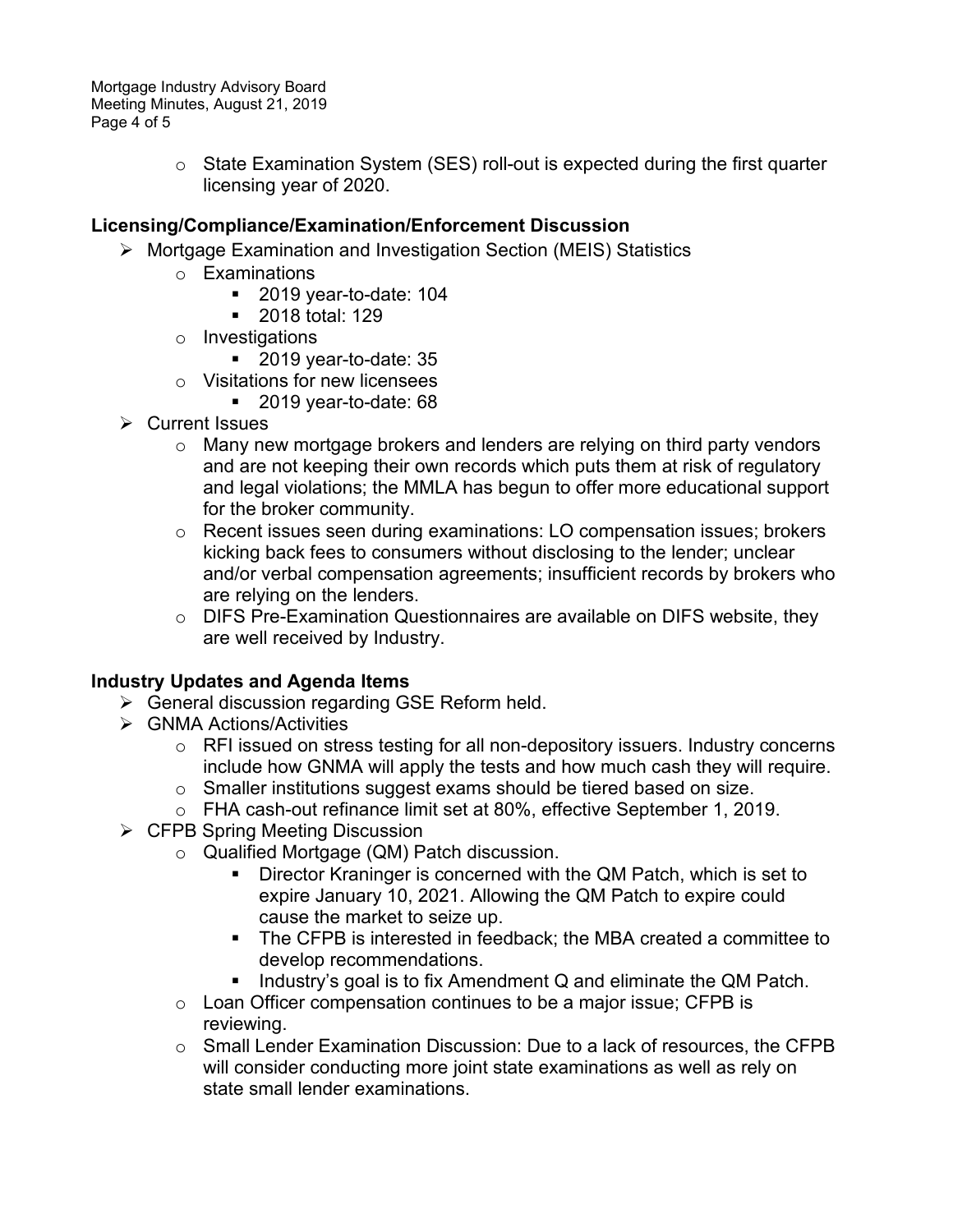- State Examination System (SES) roll-out is expected during the first quarter licensing year of 2020.

**Licensing/Compliance/Examination/Enforcement Discussion**

- Mortgage Examination and Investigation Section (MEIS) Statistics
  - Examinations
    - 2019 year-to-date: 104
    - 2018 total: 129
  - Investigations
    - 2019 year-to-date: 35
  - Visitations for new licensees
    - 2019 year-to-date: 68
- Current Issues
  - Many new mortgage brokers and lenders are relying on third party vendors and are not keeping their own records which puts them at risk of regulatory and legal violations; the MMLA has begun to offer more educational support for the broker community.
  - Recent issues seen during examinations: LO compensation issues; brokers kicking back fees to consumers without disclosing to the lender; unclear and/or verbal compensation agreements; insufficient records by brokers who are relying on the lenders.
  - DIFS Pre-Examination Questionnaires are available on DIFS website, they are well received by Industry.

**Industry Updates and Agenda Items**

- General discussion regarding GSE Reform held.
- GNMA Actions/Activities
  - RFI issued on stress testing for all non-depository issuers. Industry concerns include how GNMA will apply the tests and how much cash they will require.
  - Smaller institutions suggest exams should be tiered based on size.
  - FHA cash-out refinance limit set at 80%, effective September 1, 2019.
- CFPB Spring Meeting Discussion
  - Qualified Mortgage (QM) Patch discussion.
    - Director Kraninger is concerned with the QM Patch, which is set to expire January 10, 2021. Allowing the QM Patch to expire could cause the market to seize up.
    - The CFPB is interested in feedback; the MBA created a committee to develop recommendations.
    - Industry's goal is to fix Amendment Q and eliminate the QM Patch.
  - Loan Officer compensation continues to be a major issue; CFPB is reviewing.
  - Small Lender Examination Discussion: Due to a lack of resources, the CFPB will consider conducting more joint state examinations as well as rely on state small lender examinations.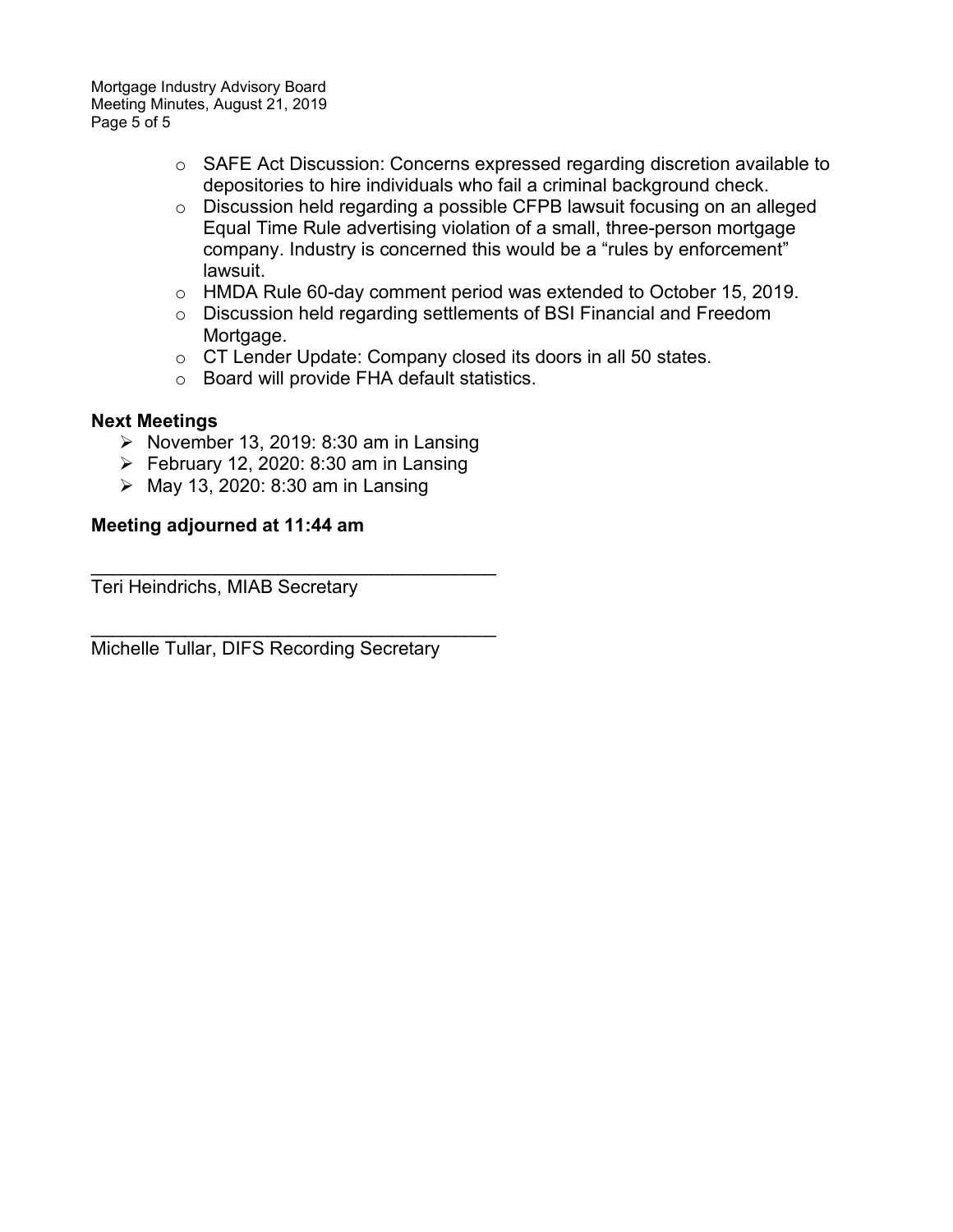- SAFE Act Discussion: Concerns expressed regarding discretion available to depositories to hire individuals who fail a criminal background check.
- Discussion held regarding a possible CFPB lawsuit focusing on an alleged Equal Time Rule advertising violation of a small, three-person mortgage company. Industry is concerned this would be a "rules by enforcement" lawsuit.
- HMDA Rule 60-day comment period was extended to October 15, 2019.
- Discussion held regarding settlements of BSI Financial and Freedom Mortgage.
- CT Lender Update: Company closed its doors in all 50 states.
- Board will provide FHA default statistics.

**Next Meetings**

- November 13, 2019: 8:30 am in Lansing
- February 12, 2020: 8:30 am in Lansing
- May 13, 2020: 8:30 am in Lansing

**Meeting adjourned at 11:44 am**

\_\_\_\_\_\_\_\_\_\_\_\_\_\_\_\_\_\_\_\_\_\_\_\_\_\_\_\_\_\_\_\_\_\_\_\_\_\_\_\_

Teri Heindrichs, MIAB Secretary

\_\_\_\_\_\_\_\_\_\_\_\_\_\_\_\_\_\_\_\_\_\_\_\_\_\_\_\_\_\_\_\_\_\_\_\_\_\_\_\_

Michelle Tullar, DIFS Recording Secretary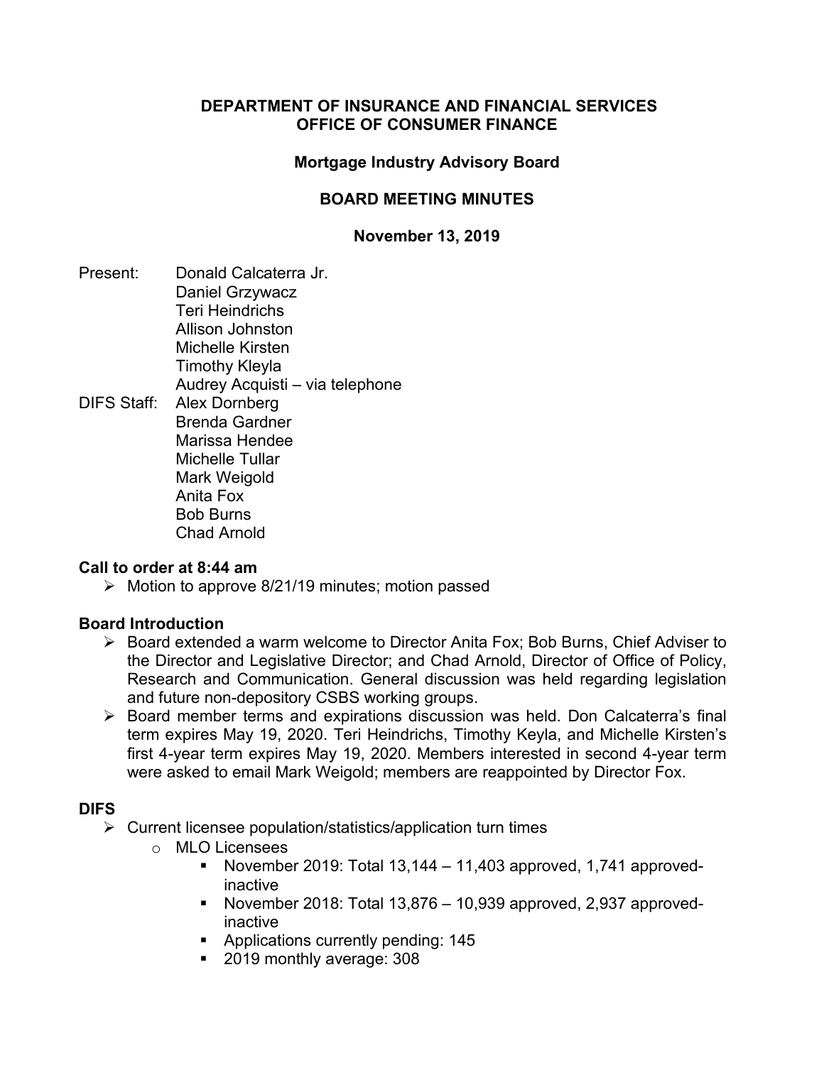**DEPARTMENT OF INSURANCE AND FINANCIAL SERVICES**
**OFFICE OF CONSUMER FINANCE**

**Mortgage Industry Advisory Board**

**BOARD MEETING MINUTES**

**November 13, 2019**

Present: Donald Calcaterra Jr.
Daniel Grzywacz
Teri Heindrichs
Allison Johnston
Michelle Kirsten
Timothy Kleyla
Audrey Acquisti – via telephone

DIFS Staff: Alex Dornberg
Brenda Gardner
Marissa Hendee
Michelle Tullar
Mark Weigold
Anita Fox
Bob Burns
Chad Arnold

## Call to order at 8:44 am

- Motion to approve 8/21/19 minutes; motion passed

## Board Introduction

- Board extended a warm welcome to Director Anita Fox; Bob Burns, Chief Adviser to the Director and Legislative Director; and Chad Arnold, Director of Office of Policy, Research and Communication. General discussion was held regarding legislation and future non-depository CSBS working groups.
- Board member terms and expirations discussion was held. Don Calcaterra's final term expires May 19, 2020. Teri Heindrichs, Timothy Keyla, and Michelle Kirsten's first 4-year term expires May 19, 2020. Members interested in second 4-year term were asked to email Mark Weigold; members are reappointed by Director Fox.

## DIFS

- Current licensee population/statistics/application turn times
  - MLO Licensees
    - November 2019: Total 13,144 – 11,403 approved, 1,741 approved-inactive
    - November 2018: Total 13,876 – 10,939 approved, 2,937 approved-inactive
    - Applications currently pending: 145
    - 2019 monthly average: 308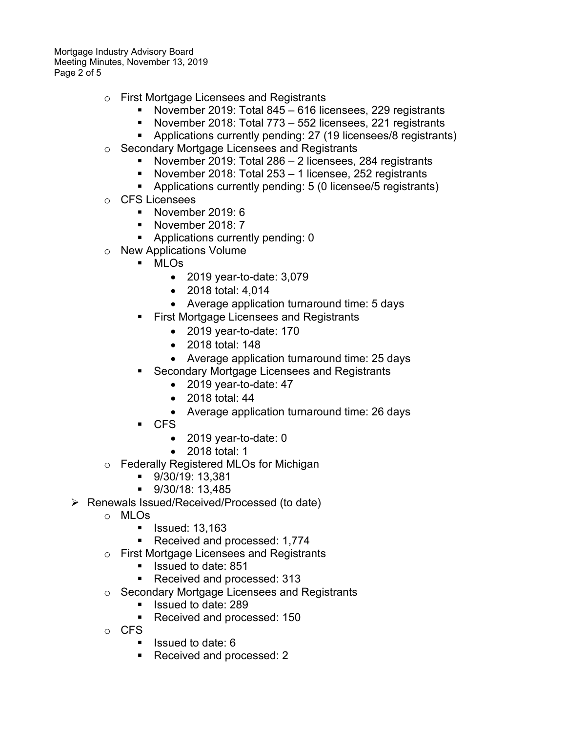- First Mortgage Licensees and Registrants
  - November 2019: Total 845 – 616 licensees, 229 registrants
  - November 2018: Total 773 – 552 licensees, 221 registrants
  - Applications currently pending: 27 (19 licensees/8 registrants)
- Secondary Mortgage Licensees and Registrants
  - November 2019: Total 286 – 2 licensees, 284 registrants
  - November 2018: Total 253 – 1 licensee, 252 registrants
  - Applications currently pending: 5 (0 licensee/5 registrants)
- CFS Licensees
  - November 2019: 6
  - November 2018: 7
  - Applications currently pending: 0
- New Applications Volume
  - MLOs
    - 2019 year-to-date: 3,079
    - 2018 total: 4,014
    - Average application turnaround time: 5 days
  - First Mortgage Licensees and Registrants
    - 2019 year-to-date: 170
    - 2018 total: 148
    - Average application turnaround time: 25 days
  - Secondary Mortgage Licensees and Registrants
    - 2019 year-to-date: 47
    - 2018 total: 44
    - Average application turnaround time: 26 days
  - CFS
    - 2019 year-to-date: 0
    - 2018 total: 1
- Federally Registered MLOs for Michigan
  - 9/30/19: 13,381
  - 9/30/18: 13,485

- Renewals Issued/Received/Processed (to date)
  - MLOs
    - Issued: 13,163
    - Received and processed: 1,774
  - First Mortgage Licensees and Registrants
    - Issued to date: 851
    - Received and processed: 313
  - Secondary Mortgage Licensees and Registrants
    - Issued to date: 289
    - Received and processed: 150
  - CFS
    - Issued to date: 6
    - Received and processed: 2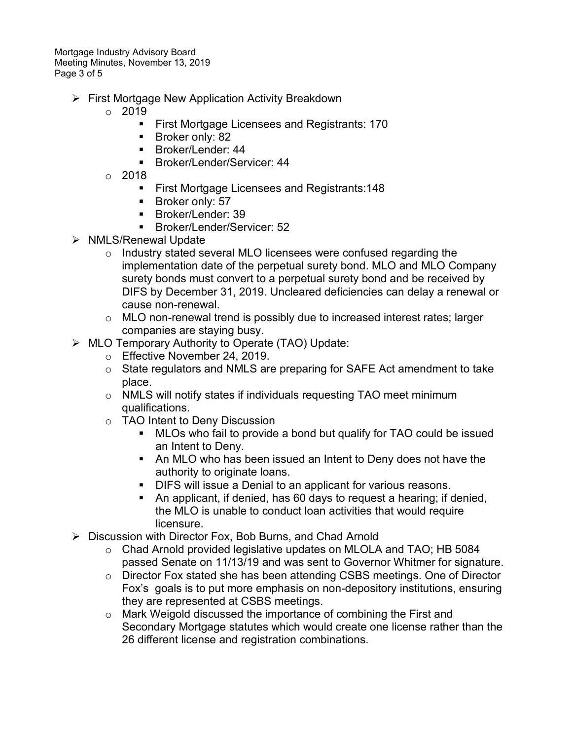- First Mortgage New Application Activity Breakdown
  - 2019
    - First Mortgage Licensees and Registrants: 170
    - Broker only: 82
    - Broker/Lender: 44
    - Broker/Lender/Servicer: 44
  - 2018
    - First Mortgage Licensees and Registrants:148
    - Broker only: 57
    - Broker/Lender: 39
    - Broker/Lender/Servicer: 52
- NMLS/Renewal Update
  - Industry stated several MLO licensees were confused regarding the implementation date of the perpetual surety bond. MLO and MLO Company surety bonds must convert to a perpetual surety bond and be received by DIFS by December 31, 2019. Uncleared deficiencies can delay a renewal or cause non-renewal.
  - MLO non-renewal trend is possibly due to increased interest rates; larger companies are staying busy.
- MLO Temporary Authority to Operate (TAO) Update:
  - Effective November 24, 2019.
  - State regulators and NMLS are preparing for SAFE Act amendment to take place.
  - NMLS will notify states if individuals requesting TAO meet minimum qualifications.
  - TAO Intent to Deny Discussion
    - MLOs who fail to provide a bond but qualify for TAO could be issued an Intent to Deny.
    - An MLO who has been issued an Intent to Deny does not have the authority to originate loans.
    - DIFS will issue a Denial to an applicant for various reasons.
    - An applicant, if denied, has 60 days to request a hearing; if denied, the MLO is unable to conduct loan activities that would require licensure.
- Discussion with Director Fox, Bob Burns, and Chad Arnold
  - Chad Arnold provided legislative updates on MLOLA and TAO; HB 5084 passed Senate on 11/13/19 and was sent to Governor Whitmer for signature.
  - Director Fox stated she has been attending CSBS meetings. One of Director Fox's goals is to put more emphasis on non-depository institutions, ensuring they are represented at CSBS meetings.
  - Mark Weigold discussed the importance of combining the First and Secondary Mortgage statutes which would create one license rather than the 26 different license and registration combinations.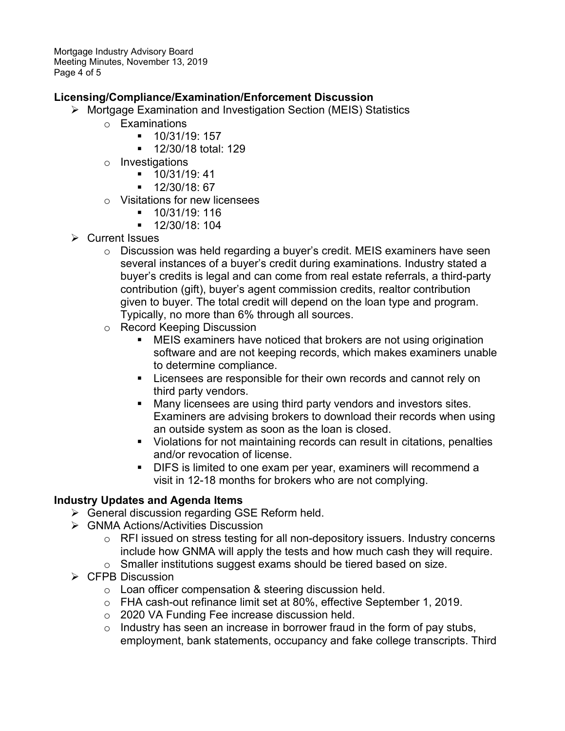## Licensing/Compliance/Examination/Enforcement Discussion

- Mortgage Examination and Investigation Section (MEIS) Statistics
  - Examinations
    - 10/31/19: 157
    - 12/30/18 total: 129
  - Investigations
    - 10/31/19: 41
    - 12/30/18: 67
  - Visitations for new licensees
    - 10/31/19: 116
    - 12/30/18: 104
- Current Issues
  - Discussion was held regarding a buyer's credit. MEIS examiners have seen several instances of a buyer's credit during examinations. Industry stated a buyer's credits is legal and can come from real estate referrals, a third-party contribution (gift), buyer's agent commission credits, realtor contribution given to buyer. The total credit will depend on the loan type and program. Typically, no more than 6% through all sources.
  - Record Keeping Discussion
    - MEIS examiners have noticed that brokers are not using origination software and are not keeping records, which makes examiners unable to determine compliance.
    - Licensees are responsible for their own records and cannot rely on third party vendors.
    - Many licensees are using third party vendors and investors sites. Examiners are advising brokers to download their records when using an outside system as soon as the loan is closed.
    - Violations for not maintaining records can result in citations, penalties and/or revocation of license.
    - DIFS is limited to one exam per year, examiners will recommend a visit in 12-18 months for brokers who are not complying.

## Industry Updates and Agenda Items

- General discussion regarding GSE Reform held.
- GNMA Actions/Activities Discussion
  - RFI issued on stress testing for all non-depository issuers. Industry concerns include how GNMA will apply the tests and how much cash they will require.
  - Smaller institutions suggest exams should be tiered based on size.
- CFPB Discussion
  - Loan officer compensation & steering discussion held.
  - FHA cash-out refinance limit set at 80%, effective September 1, 2019.
  - 2020 VA Funding Fee increase discussion held.
  - Industry has seen an increase in borrower fraud in the form of pay stubs, employment, bank statements, occupancy and fake college transcripts. Third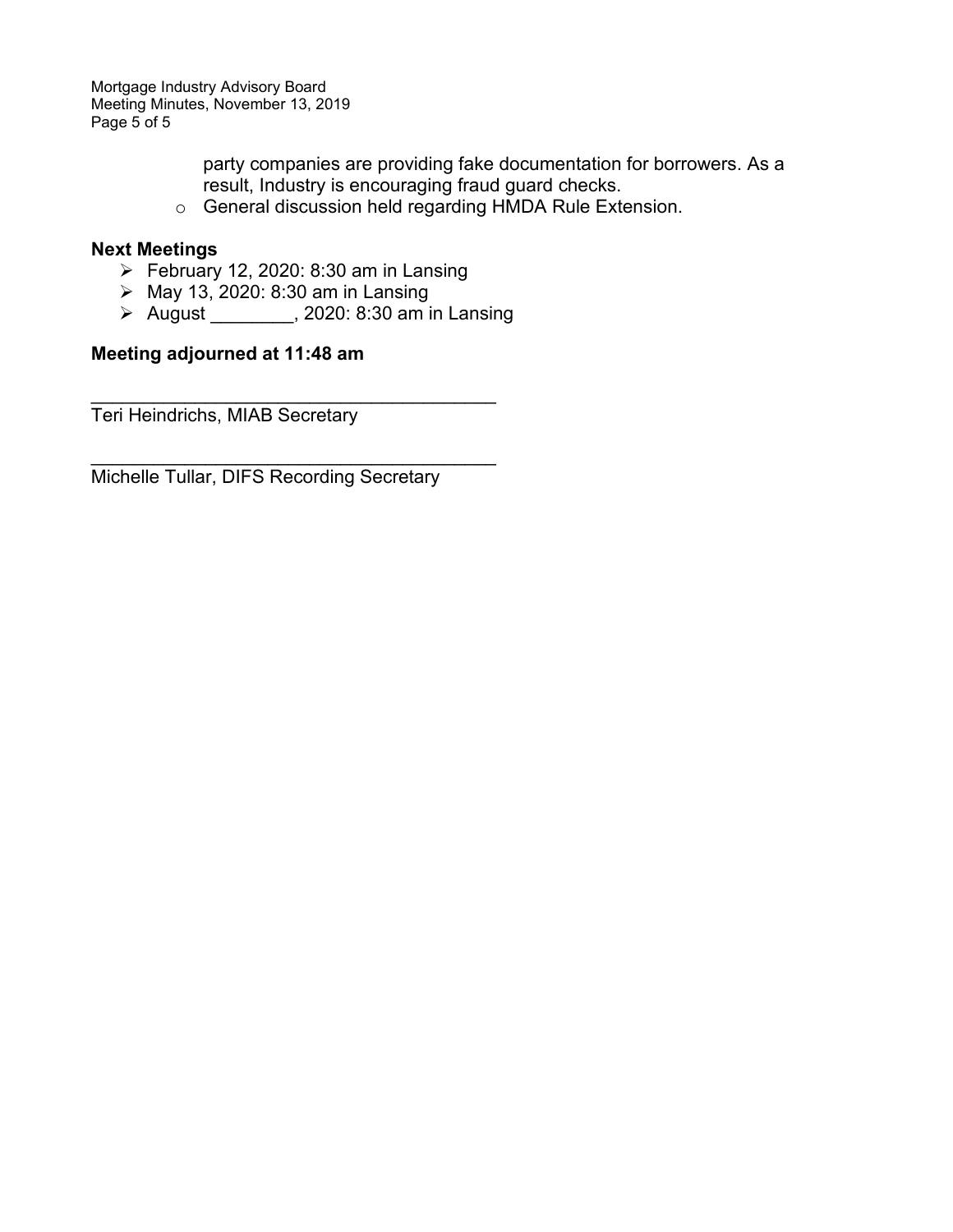party companies are providing fake documentation for borrowers. As a result, Industry is encouraging fraud guard checks.
   - General discussion held regarding HMDA Rule Extension.

**Next Meetings**

- February 12, 2020: 8:30 am in Lansing
- May 13, 2020: 8:30 am in Lansing
- August ________, 2020: 8:30 am in Lansing

**Meeting adjourned at 11:48 am**

________________________________________
Teri Heindrichs, MIAB Secretary

________________________________________
Michelle Tullar, DIFS Recording Secretary